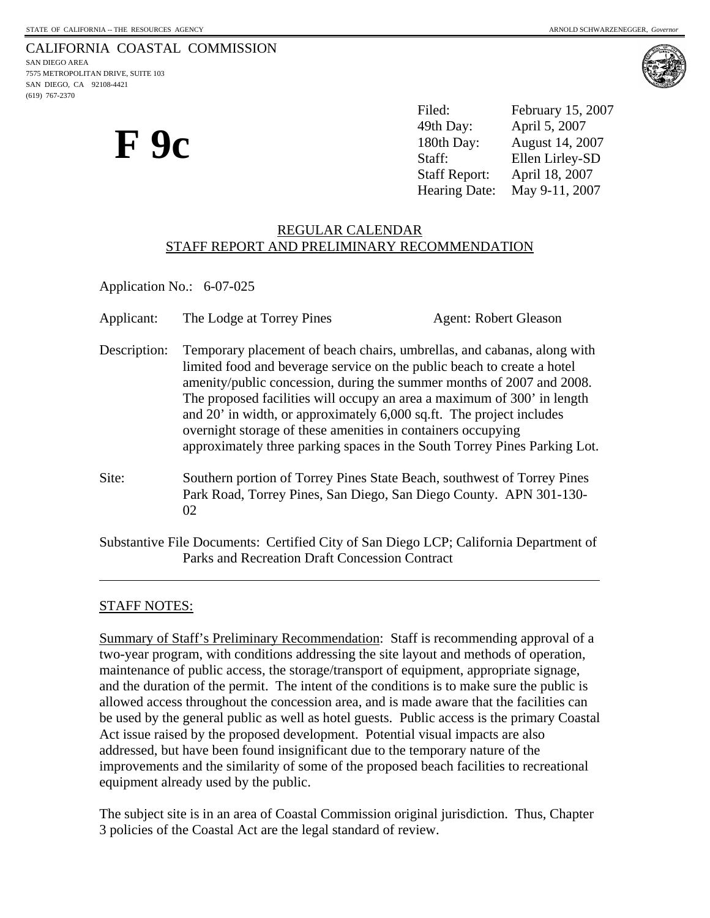STATE OF CALIFORNIA -- THE RESOURCES AGENCY

ARNOLD SCHWARZENEGGER, *Governor*

CALIFORNIA COASTAL COMMISSION
SAN DIEGO AREA
7575 METROPOLITAN DRIVE, SUITE 103
SAN DIEGO, CA 92108-4421
(619) 767-2370

# F 9c

| | |
|---|---|
| Filed: | February 15, 2007 |
| 49th Day: | April 5, 2007 |
| 180th Day: | August 14, 2007 |
| Staff: | Ellen Lirley-SD |
| Staff Report: | April 18, 2007 |
| Hearing Date: | May 9-11, 2007 |

## REGULAR CALENDAR
## STAFF REPORT AND PRELIMINARY RECOMMENDATION

Application No.: 6-07-025

Applicant: The Lodge at Torrey Pines  Agent: Robert Gleason

Description: Temporary placement of beach chairs, umbrellas, and cabanas, along with limited food and beverage service on the public beach to create a hotel amenity/public concession, during the summer months of 2007 and 2008. The proposed facilities will occupy an area a maximum of 300' in length and 20' in width, or approximately 6,000 sq.ft. The project includes overnight storage of these amenities in containers occupying approximately three parking spaces in the South Torrey Pines Parking Lot.

Site: Southern portion of Torrey Pines State Beach, southwest of Torrey Pines Park Road, Torrey Pines, San Diego, San Diego County. APN 301-130-02

Substantive File Documents: Certified City of San Diego LCP; California Department of Parks and Recreation Draft Concession Contract

---

STAFF NOTES:

Summary of Staff's Preliminary Recommendation: Staff is recommending approval of a two-year program, with conditions addressing the site layout and methods of operation, maintenance of public access, the storage/transport of equipment, appropriate signage, and the duration of the permit. The intent of the conditions is to make sure the public is allowed access throughout the concession area, and is made aware that the facilities can be used by the general public as well as hotel guests. Public access is the primary Coastal Act issue raised by the proposed development. Potential visual impacts are also addressed, but have been found insignificant due to the temporary nature of the improvements and the similarity of some of the proposed beach facilities to recreational equipment already used by the public.

The subject site is in an area of Coastal Commission original jurisdiction. Thus, Chapter 3 policies of the Coastal Act are the legal standard of review.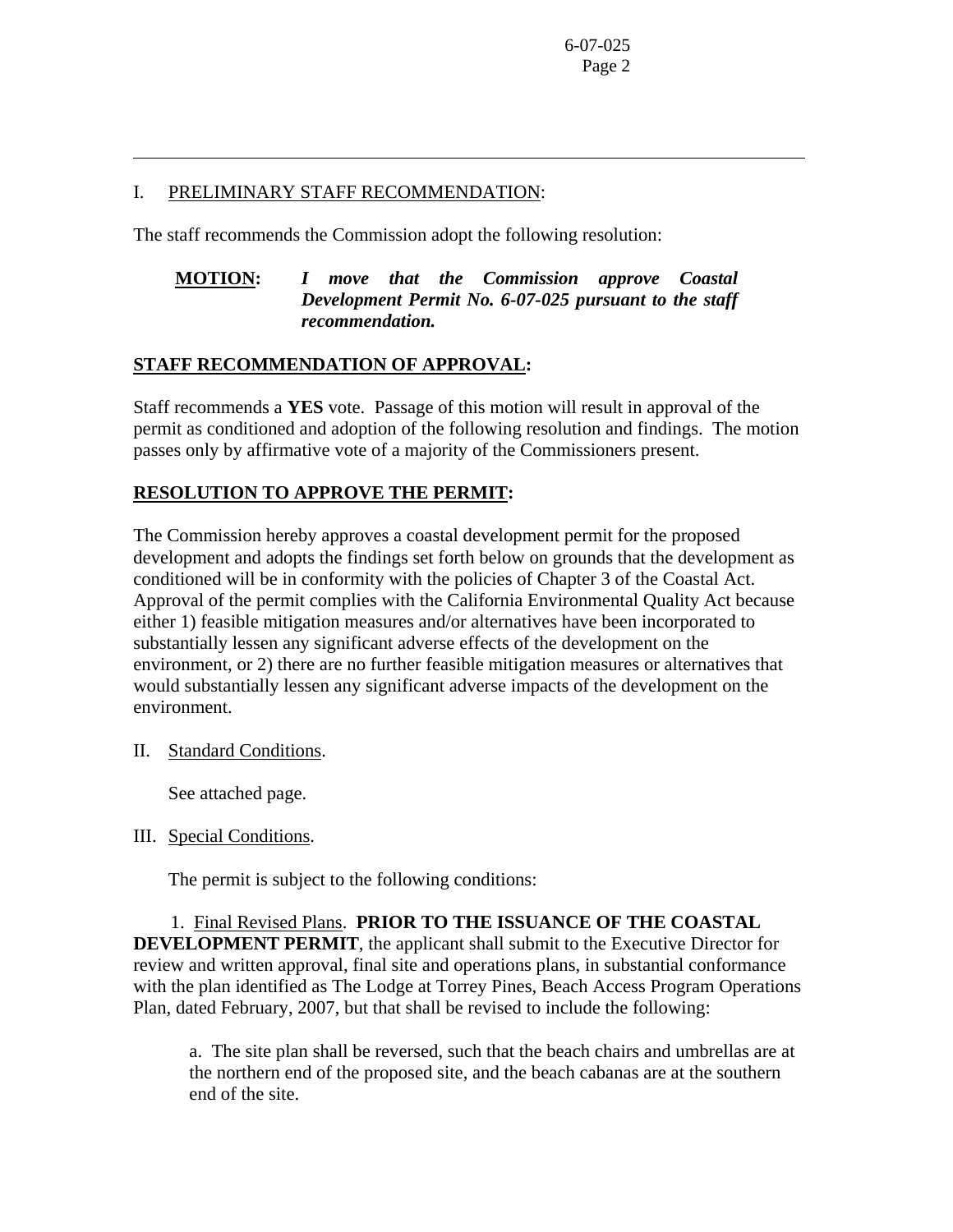## I. PRELIMINARY STAFF RECOMMENDATION:

The staff recommends the Commission adopt the following resolution:

**MOTION:** ***I move that the Commission approve Coastal Development Permit No. 6-07-025 pursuant to the staff recommendation.***

**STAFF RECOMMENDATION OF APPROVAL:**

Staff recommends a **YES** vote. Passage of this motion will result in approval of the permit as conditioned and adoption of the following resolution and findings. The motion passes only by affirmative vote of a majority of the Commissioners present.

**RESOLUTION TO APPROVE THE PERMIT:**

The Commission hereby approves a coastal development permit for the proposed development and adopts the findings set forth below on grounds that the development as conditioned will be in conformity with the policies of Chapter 3 of the Coastal Act. Approval of the permit complies with the California Environmental Quality Act because either 1) feasible mitigation measures and/or alternatives have been incorporated to substantially lessen any significant adverse effects of the development on the environment, or 2) there are no further feasible mitigation measures or alternatives that would substantially lessen any significant adverse impacts of the development on the environment.

## II. Standard Conditions.

See attached page.

## III. Special Conditions.

The permit is subject to the following conditions:

1. Final Revised Plans. **PRIOR TO THE ISSUANCE OF THE COASTAL DEVELOPMENT PERMIT**, the applicant shall submit to the Executive Director for review and written approval, final site and operations plans, in substantial conformance with the plan identified as The Lodge at Torrey Pines, Beach Access Program Operations Plan, dated February, 2007, but that shall be revised to include the following:

   a. The site plan shall be reversed, such that the beach chairs and umbrellas are at the northern end of the proposed site, and the beach cabanas are at the southern end of the site.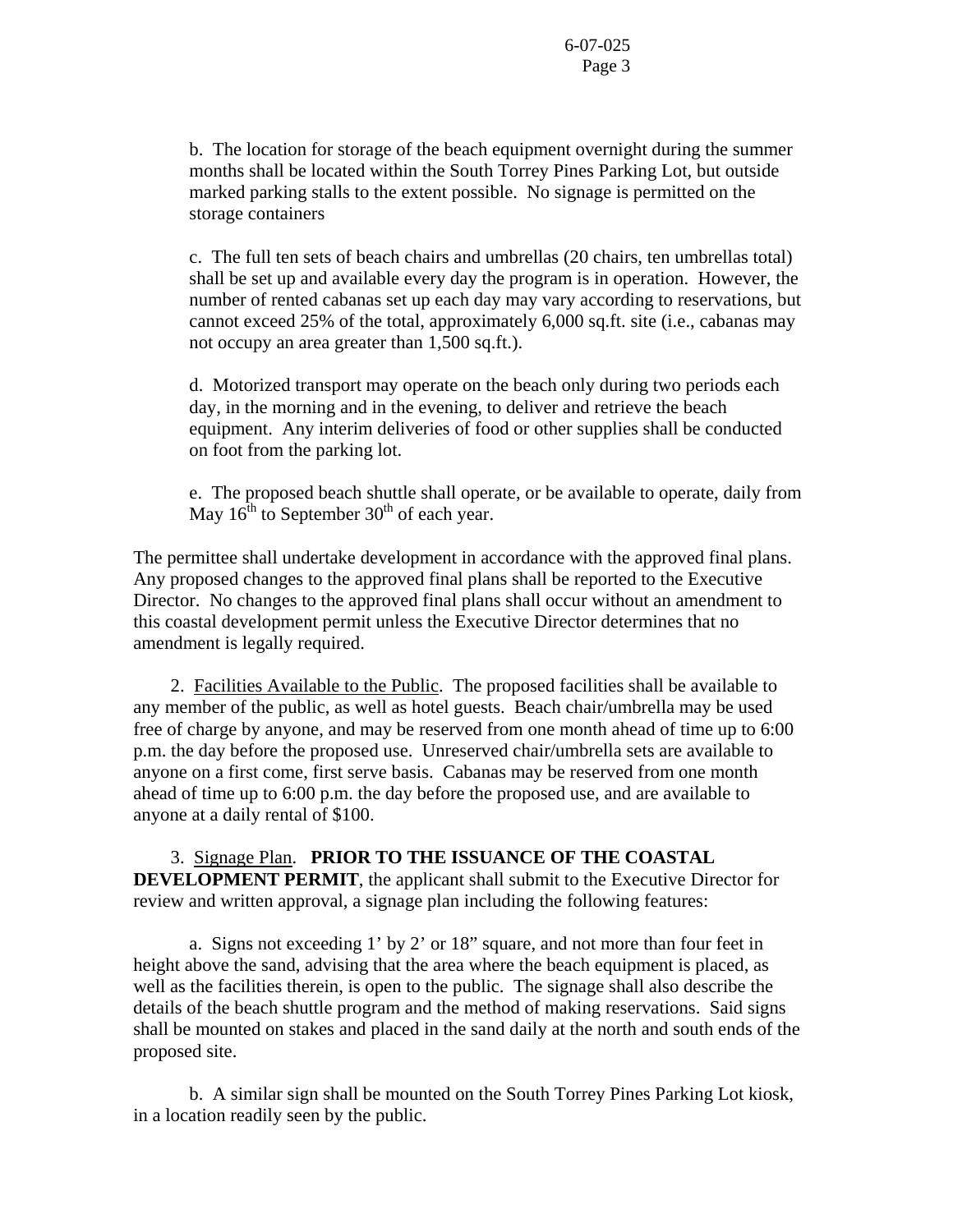b. The location for storage of the beach equipment overnight during the summer months shall be located within the South Torrey Pines Parking Lot, but outside marked parking stalls to the extent possible. No signage is permitted on the storage containers

c. The full ten sets of beach chairs and umbrellas (20 chairs, ten umbrellas total) shall be set up and available every day the program is in operation. However, the number of rented cabanas set up each day may vary according to reservations, but cannot exceed 25% of the total, approximately 6,000 sq.ft. site (i.e., cabanas may not occupy an area greater than 1,500 sq.ft.).

d. Motorized transport may operate on the beach only during two periods each day, in the morning and in the evening, to deliver and retrieve the beach equipment. Any interim deliveries of food or other supplies shall be conducted on foot from the parking lot.

e. The proposed beach shuttle shall operate, or be available to operate, daily from May 16th to September 30th of each year.

The permittee shall undertake development in accordance with the approved final plans. Any proposed changes to the approved final plans shall be reported to the Executive Director. No changes to the approved final plans shall occur without an amendment to this coastal development permit unless the Executive Director determines that no amendment is legally required.

2. Facilities Available to the Public. The proposed facilities shall be available to any member of the public, as well as hotel guests. Beach chair/umbrella may be used free of charge by anyone, and may be reserved from one month ahead of time up to 6:00 p.m. the day before the proposed use. Unreserved chair/umbrella sets are available to anyone on a first come, first serve basis. Cabanas may be reserved from one month ahead of time up to 6:00 p.m. the day before the proposed use, and are available to anyone at a daily rental of $100.

3. Signage Plan. **PRIOR TO THE ISSUANCE OF THE COASTAL DEVELOPMENT PERMIT**, the applicant shall submit to the Executive Director for review and written approval, a signage plan including the following features:

a. Signs not exceeding 1' by 2' or 18" square, and not more than four feet in height above the sand, advising that the area where the beach equipment is placed, as well as the facilities therein, is open to the public. The signage shall also describe the details of the beach shuttle program and the method of making reservations. Said signs shall be mounted on stakes and placed in the sand daily at the north and south ends of the proposed site.

b. A similar sign shall be mounted on the South Torrey Pines Parking Lot kiosk, in a location readily seen by the public.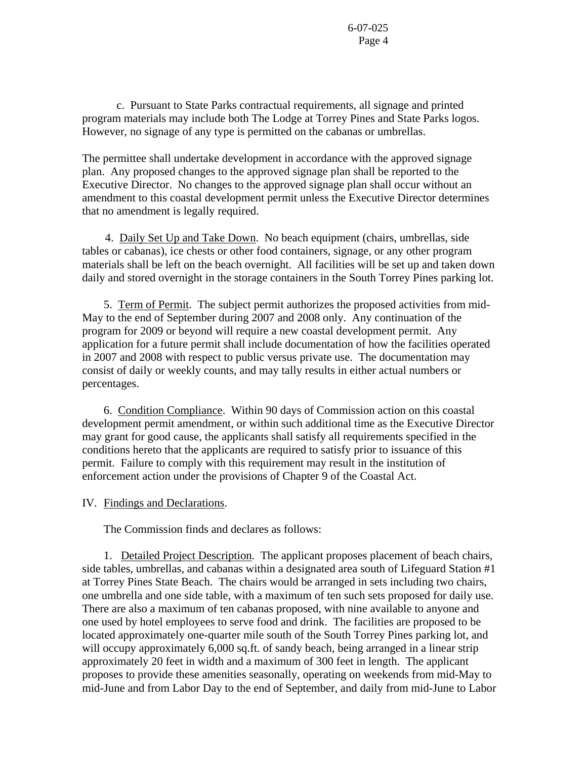c. Pursuant to State Parks contractual requirements, all signage and printed program materials may include both The Lodge at Torrey Pines and State Parks logos. However, no signage of any type is permitted on the cabanas or umbrellas.

The permittee shall undertake development in accordance with the approved signage plan. Any proposed changes to the approved signage plan shall be reported to the Executive Director. No changes to the approved signage plan shall occur without an amendment to this coastal development permit unless the Executive Director determines that no amendment is legally required.

4. Daily Set Up and Take Down. No beach equipment (chairs, umbrellas, side tables or cabanas), ice chests or other food containers, signage, or any other program materials shall be left on the beach overnight. All facilities will be set up and taken down daily and stored overnight in the storage containers in the South Torrey Pines parking lot.

5. Term of Permit. The subject permit authorizes the proposed activities from mid-May to the end of September during 2007 and 2008 only. Any continuation of the program for 2009 or beyond will require a new coastal development permit. Any application for a future permit shall include documentation of how the facilities operated in 2007 and 2008 with respect to public versus private use. The documentation may consist of daily or weekly counts, and may tally results in either actual numbers or percentages.

6. Condition Compliance. Within 90 days of Commission action on this coastal development permit amendment, or within such additional time as the Executive Director may grant for good cause, the applicants shall satisfy all requirements specified in the conditions hereto that the applicants are required to satisfy prior to issuance of this permit. Failure to comply with this requirement may result in the institution of enforcement action under the provisions of Chapter 9 of the Coastal Act.

## IV. Findings and Declarations.

The Commission finds and declares as follows:

1. Detailed Project Description. The applicant proposes placement of beach chairs, side tables, umbrellas, and cabanas within a designated area south of Lifeguard Station #1 at Torrey Pines State Beach. The chairs would be arranged in sets including two chairs, one umbrella and one side table, with a maximum of ten such sets proposed for daily use. There are also a maximum of ten cabanas proposed, with nine available to anyone and one used by hotel employees to serve food and drink. The facilities are proposed to be located approximately one-quarter mile south of the South Torrey Pines parking lot, and will occupy approximately 6,000 sq.ft. of sandy beach, being arranged in a linear strip approximately 20 feet in width and a maximum of 300 feet in length. The applicant proposes to provide these amenities seasonally, operating on weekends from mid-May to mid-June and from Labor Day to the end of September, and daily from mid-June to Labor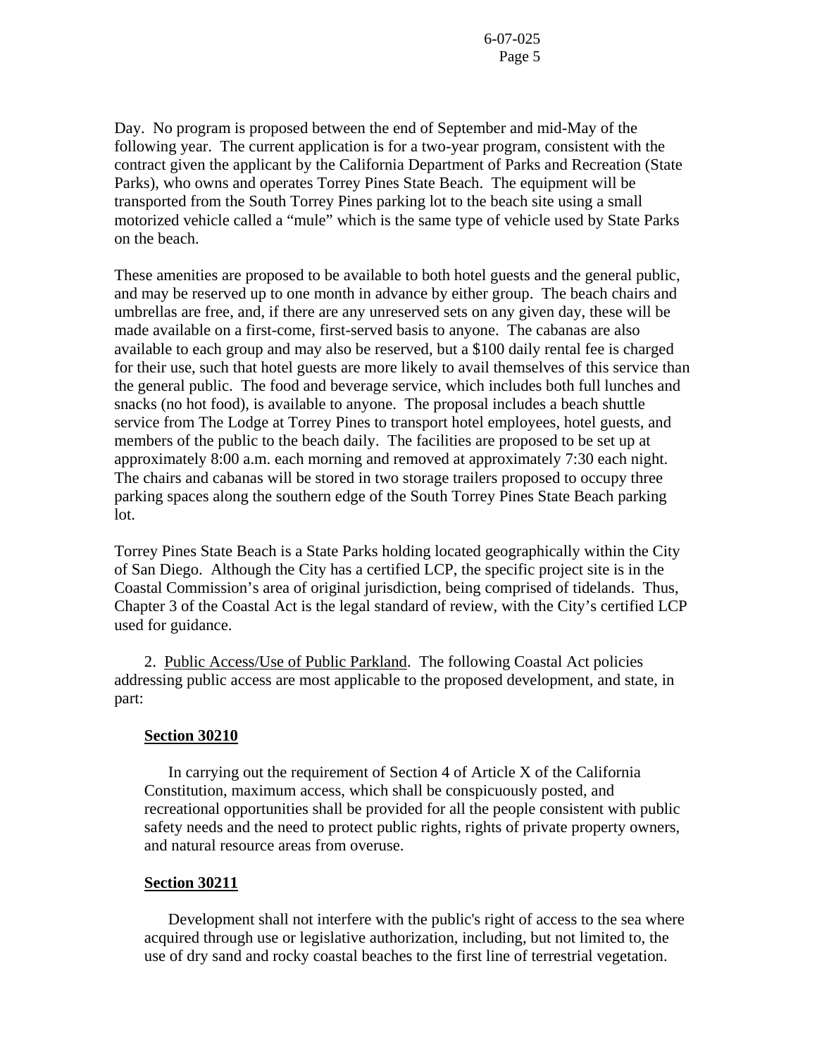Day. No program is proposed between the end of September and mid-May of the following year. The current application is for a two-year program, consistent with the contract given the applicant by the California Department of Parks and Recreation (State Parks), who owns and operates Torrey Pines State Beach. The equipment will be transported from the South Torrey Pines parking lot to the beach site using a small motorized vehicle called a "mule" which is the same type of vehicle used by State Parks on the beach.

These amenities are proposed to be available to both hotel guests and the general public, and may be reserved up to one month in advance by either group. The beach chairs and umbrellas are free, and, if there are any unreserved sets on any given day, these will be made available on a first-come, first-served basis to anyone. The cabanas are also available to each group and may also be reserved, but a $100 daily rental fee is charged for their use, such that hotel guests are more likely to avail themselves of this service than the general public. The food and beverage service, which includes both full lunches and snacks (no hot food), is available to anyone. The proposal includes a beach shuttle service from The Lodge at Torrey Pines to transport hotel employees, hotel guests, and members of the public to the beach daily. The facilities are proposed to be set up at approximately 8:00 a.m. each morning and removed at approximately 7:30 each night. The chairs and cabanas will be stored in two storage trailers proposed to occupy three parking spaces along the southern edge of the South Torrey Pines State Beach parking lot.

Torrey Pines State Beach is a State Parks holding located geographically within the City of San Diego. Although the City has a certified LCP, the specific project site is in the Coastal Commission's area of original jurisdiction, being comprised of tidelands. Thus, Chapter 3 of the Coastal Act is the legal standard of review, with the City's certified LCP used for guidance.

2. Public Access/Use of Public Parkland. The following Coastal Act policies addressing public access are most applicable to the proposed development, and state, in part:

**Section 30210**

In carrying out the requirement of Section 4 of Article X of the California Constitution, maximum access, which shall be conspicuously posted, and recreational opportunities shall be provided for all the people consistent with public safety needs and the need to protect public rights, rights of private property owners, and natural resource areas from overuse.

**Section 30211**

Development shall not interfere with the public's right of access to the sea where acquired through use or legislative authorization, including, but not limited to, the use of dry sand and rocky coastal beaches to the first line of terrestrial vegetation.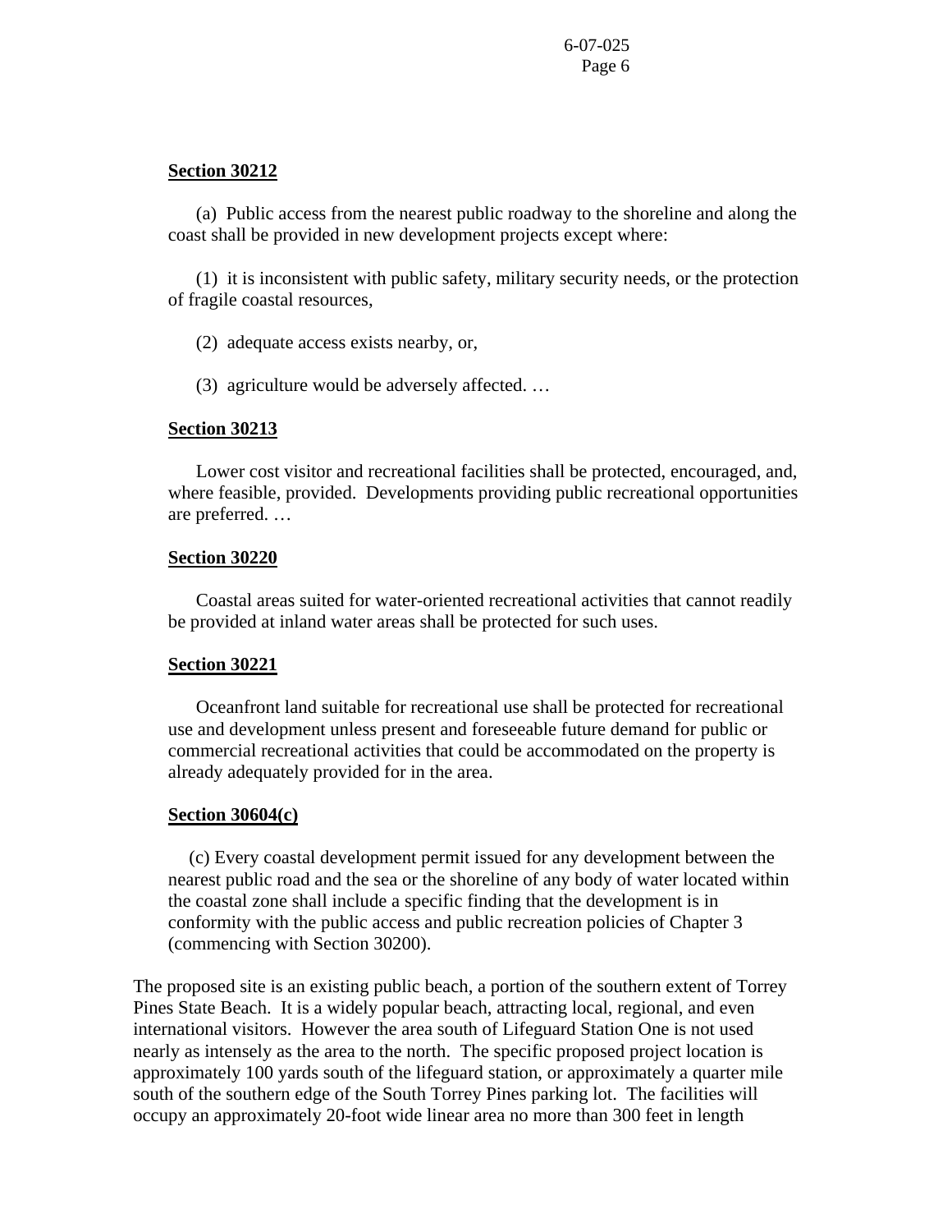**Section 30212**

(a) Public access from the nearest public roadway to the shoreline and along the coast shall be provided in new development projects except where:

(1) it is inconsistent with public safety, military security needs, or the protection of fragile coastal resources,

(2) adequate access exists nearby, or,

(3) agriculture would be adversely affected. …

**Section 30213**

Lower cost visitor and recreational facilities shall be protected, encouraged, and, where feasible, provided. Developments providing public recreational opportunities are preferred. …

**Section 30220**

Coastal areas suited for water-oriented recreational activities that cannot readily be provided at inland water areas shall be protected for such uses.

**Section 30221**

Oceanfront land suitable for recreational use shall be protected for recreational use and development unless present and foreseeable future demand for public or commercial recreational activities that could be accommodated on the property is already adequately provided for in the area.

**Section 30604(c)**

(c) Every coastal development permit issued for any development between the nearest public road and the sea or the shoreline of any body of water located within the coastal zone shall include a specific finding that the development is in conformity with the public access and public recreation policies of Chapter 3 (commencing with Section 30200).

The proposed site is an existing public beach, a portion of the southern extent of Torrey Pines State Beach. It is a widely popular beach, attracting local, regional, and even international visitors. However the area south of Lifeguard Station One is not used nearly as intensely as the area to the north. The specific proposed project location is approximately 100 yards south of the lifeguard station, or approximately a quarter mile south of the southern edge of the South Torrey Pines parking lot. The facilities will occupy an approximately 20-foot wide linear area no more than 300 feet in length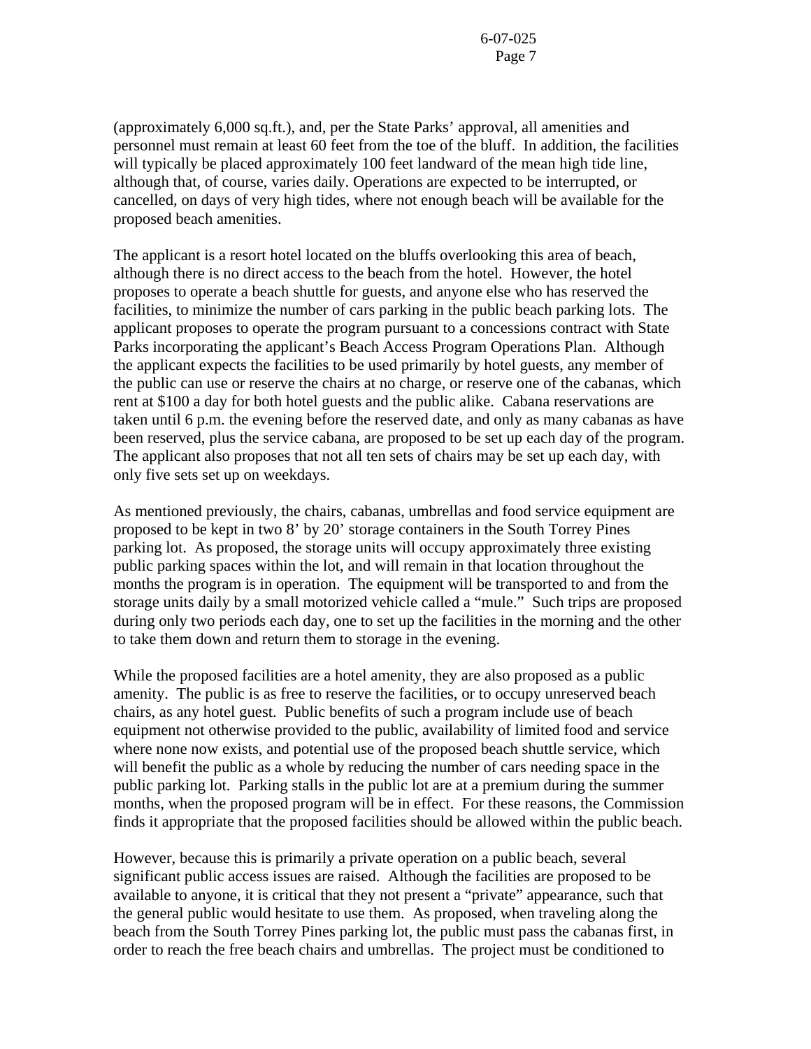(approximately 6,000 sq.ft.), and, per the State Parks' approval, all amenities and personnel must remain at least 60 feet from the toe of the bluff. In addition, the facilities will typically be placed approximately 100 feet landward of the mean high tide line, although that, of course, varies daily. Operations are expected to be interrupted, or cancelled, on days of very high tides, where not enough beach will be available for the proposed beach amenities.

The applicant is a resort hotel located on the bluffs overlooking this area of beach, although there is no direct access to the beach from the hotel. However, the hotel proposes to operate a beach shuttle for guests, and anyone else who has reserved the facilities, to minimize the number of cars parking in the public beach parking lots. The applicant proposes to operate the program pursuant to a concessions contract with State Parks incorporating the applicant's Beach Access Program Operations Plan. Although the applicant expects the facilities to be used primarily by hotel guests, any member of the public can use or reserve the chairs at no charge, or reserve one of the cabanas, which rent at $100 a day for both hotel guests and the public alike. Cabana reservations are taken until 6 p.m. the evening before the reserved date, and only as many cabanas as have been reserved, plus the service cabana, are proposed to be set up each day of the program. The applicant also proposes that not all ten sets of chairs may be set up each day, with only five sets set up on weekdays.

As mentioned previously, the chairs, cabanas, umbrellas and food service equipment are proposed to be kept in two 8' by 20' storage containers in the South Torrey Pines parking lot. As proposed, the storage units will occupy approximately three existing public parking spaces within the lot, and will remain in that location throughout the months the program is in operation. The equipment will be transported to and from the storage units daily by a small motorized vehicle called a "mule." Such trips are proposed during only two periods each day, one to set up the facilities in the morning and the other to take them down and return them to storage in the evening.

While the proposed facilities are a hotel amenity, they are also proposed as a public amenity. The public is as free to reserve the facilities, or to occupy unreserved beach chairs, as any hotel guest. Public benefits of such a program include use of beach equipment not otherwise provided to the public, availability of limited food and service where none now exists, and potential use of the proposed beach shuttle service, which will benefit the public as a whole by reducing the number of cars needing space in the public parking lot. Parking stalls in the public lot are at a premium during the summer months, when the proposed program will be in effect. For these reasons, the Commission finds it appropriate that the proposed facilities should be allowed within the public beach.

However, because this is primarily a private operation on a public beach, several significant public access issues are raised. Although the facilities are proposed to be available to anyone, it is critical that they not present a "private" appearance, such that the general public would hesitate to use them. As proposed, when traveling along the beach from the South Torrey Pines parking lot, the public must pass the cabanas first, in order to reach the free beach chairs and umbrellas. The project must be conditioned to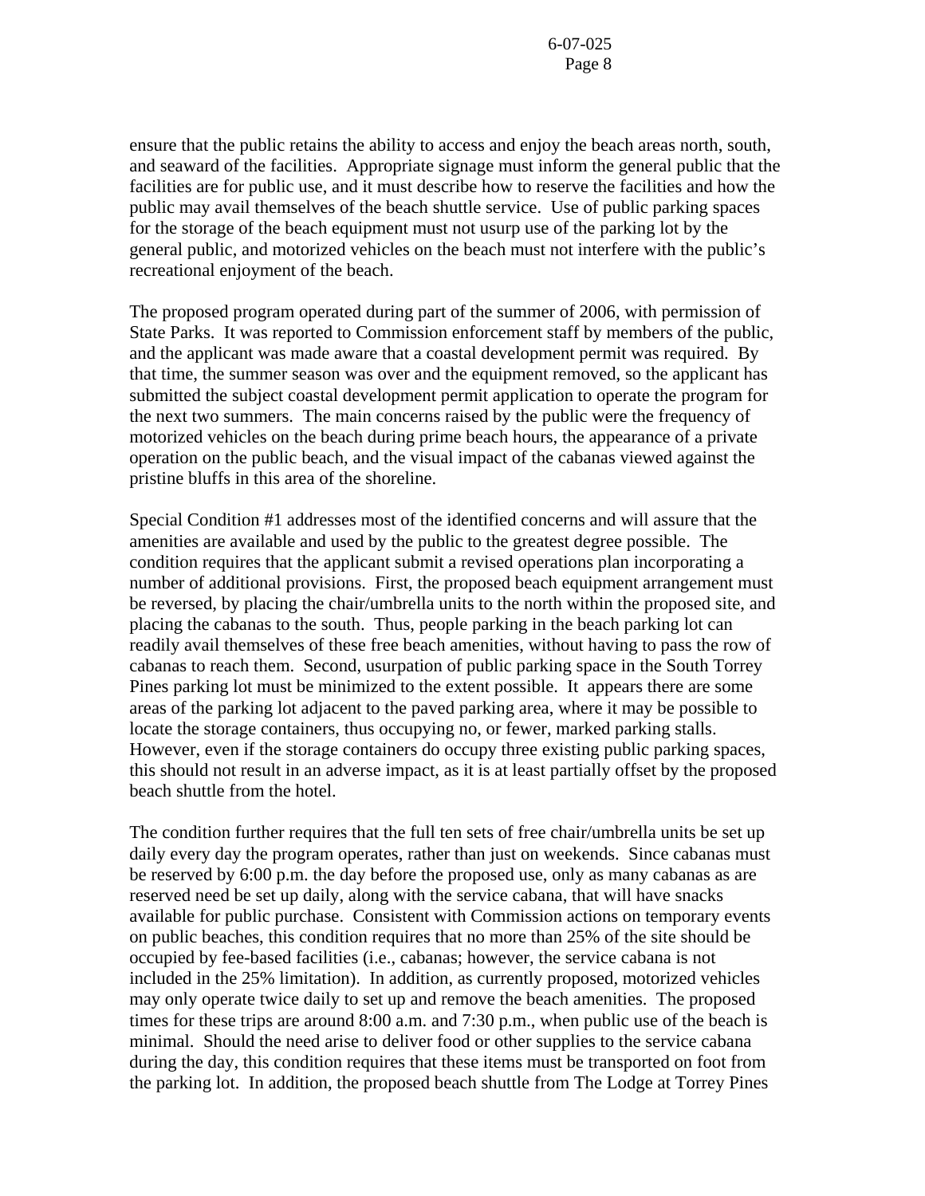ensure that the public retains the ability to access and enjoy the beach areas north, south, and seaward of the facilities. Appropriate signage must inform the general public that the facilities are for public use, and it must describe how to reserve the facilities and how the public may avail themselves of the beach shuttle service. Use of public parking spaces for the storage of the beach equipment must not usurp use of the parking lot by the general public, and motorized vehicles on the beach must not interfere with the public's recreational enjoyment of the beach.

The proposed program operated during part of the summer of 2006, with permission of State Parks. It was reported to Commission enforcement staff by members of the public, and the applicant was made aware that a coastal development permit was required. By that time, the summer season was over and the equipment removed, so the applicant has submitted the subject coastal development permit application to operate the program for the next two summers. The main concerns raised by the public were the frequency of motorized vehicles on the beach during prime beach hours, the appearance of a private operation on the public beach, and the visual impact of the cabanas viewed against the pristine bluffs in this area of the shoreline.

Special Condition #1 addresses most of the identified concerns and will assure that the amenities are available and used by the public to the greatest degree possible. The condition requires that the applicant submit a revised operations plan incorporating a number of additional provisions. First, the proposed beach equipment arrangement must be reversed, by placing the chair/umbrella units to the north within the proposed site, and placing the cabanas to the south. Thus, people parking in the beach parking lot can readily avail themselves of these free beach amenities, without having to pass the row of cabanas to reach them. Second, usurpation of public parking space in the South Torrey Pines parking lot must be minimized to the extent possible. It appears there are some areas of the parking lot adjacent to the paved parking area, where it may be possible to locate the storage containers, thus occupying no, or fewer, marked parking stalls. However, even if the storage containers do occupy three existing public parking spaces, this should not result in an adverse impact, as it is at least partially offset by the proposed beach shuttle from the hotel.

The condition further requires that the full ten sets of free chair/umbrella units be set up daily every day the program operates, rather than just on weekends. Since cabanas must be reserved by 6:00 p.m. the day before the proposed use, only as many cabanas as are reserved need be set up daily, along with the service cabana, that will have snacks available for public purchase. Consistent with Commission actions on temporary events on public beaches, this condition requires that no more than 25% of the site should be occupied by fee-based facilities (i.e., cabanas; however, the service cabana is not included in the 25% limitation). In addition, as currently proposed, motorized vehicles may only operate twice daily to set up and remove the beach amenities. The proposed times for these trips are around 8:00 a.m. and 7:30 p.m., when public use of the beach is minimal. Should the need arise to deliver food or other supplies to the service cabana during the day, this condition requires that these items must be transported on foot from the parking lot. In addition, the proposed beach shuttle from The Lodge at Torrey Pines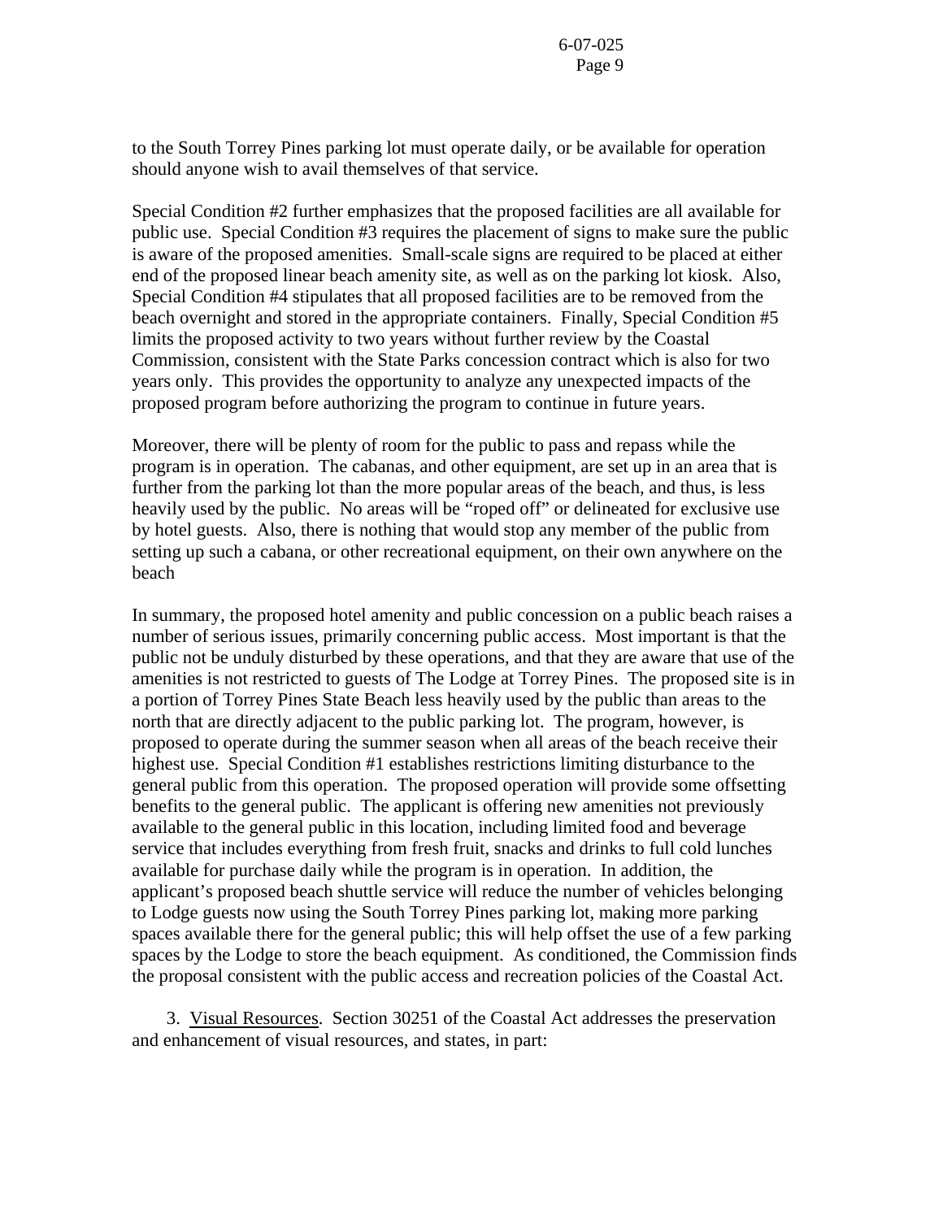to the South Torrey Pines parking lot must operate daily, or be available for operation should anyone wish to avail themselves of that service.

Special Condition #2 further emphasizes that the proposed facilities are all available for public use. Special Condition #3 requires the placement of signs to make sure the public is aware of the proposed amenities. Small-scale signs are required to be placed at either end of the proposed linear beach amenity site, as well as on the parking lot kiosk. Also, Special Condition #4 stipulates that all proposed facilities are to be removed from the beach overnight and stored in the appropriate containers. Finally, Special Condition #5 limits the proposed activity to two years without further review by the Coastal Commission, consistent with the State Parks concession contract which is also for two years only. This provides the opportunity to analyze any unexpected impacts of the proposed program before authorizing the program to continue in future years.

Moreover, there will be plenty of room for the public to pass and repass while the program is in operation. The cabanas, and other equipment, are set up in an area that is further from the parking lot than the more popular areas of the beach, and thus, is less heavily used by the public. No areas will be "roped off" or delineated for exclusive use by hotel guests. Also, there is nothing that would stop any member of the public from setting up such a cabana, or other recreational equipment, on their own anywhere on the beach

In summary, the proposed hotel amenity and public concession on a public beach raises a number of serious issues, primarily concerning public access. Most important is that the public not be unduly disturbed by these operations, and that they are aware that use of the amenities is not restricted to guests of The Lodge at Torrey Pines. The proposed site is in a portion of Torrey Pines State Beach less heavily used by the public than areas to the north that are directly adjacent to the public parking lot. The program, however, is proposed to operate during the summer season when all areas of the beach receive their highest use. Special Condition #1 establishes restrictions limiting disturbance to the general public from this operation. The proposed operation will provide some offsetting benefits to the general public. The applicant is offering new amenities not previously available to the general public in this location, including limited food and beverage service that includes everything from fresh fruit, snacks and drinks to full cold lunches available for purchase daily while the program is in operation. In addition, the applicant's proposed beach shuttle service will reduce the number of vehicles belonging to Lodge guests now using the South Torrey Pines parking lot, making more parking spaces available there for the general public; this will help offset the use of a few parking spaces by the Lodge to store the beach equipment. As conditioned, the Commission finds the proposal consistent with the public access and recreation policies of the Coastal Act.

3. Visual Resources. Section 30251 of the Coastal Act addresses the preservation and enhancement of visual resources, and states, in part: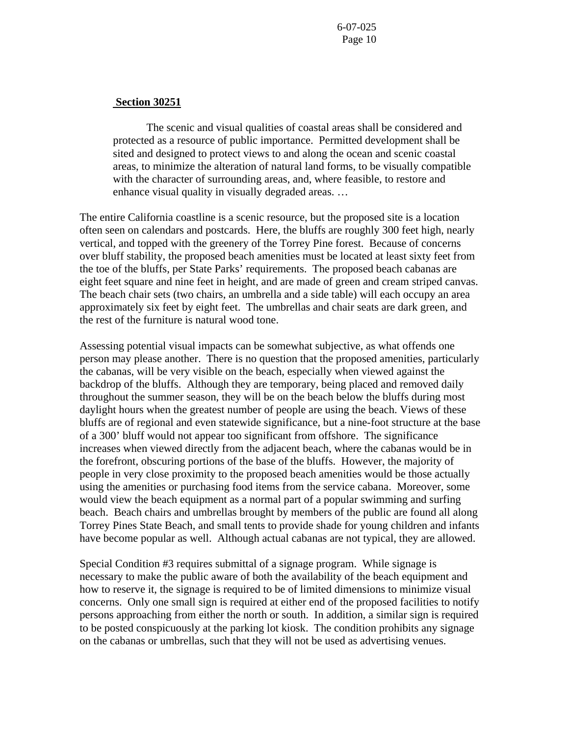**Section 30251**

> The scenic and visual qualities of coastal areas shall be considered and protected as a resource of public importance. Permitted development shall be sited and designed to protect views to and along the ocean and scenic coastal areas, to minimize the alteration of natural land forms, to be visually compatible with the character of surrounding areas, and, where feasible, to restore and enhance visual quality in visually degraded areas. …

The entire California coastline is a scenic resource, but the proposed site is a location often seen on calendars and postcards. Here, the bluffs are roughly 300 feet high, nearly vertical, and topped with the greenery of the Torrey Pine forest. Because of concerns over bluff stability, the proposed beach amenities must be located at least sixty feet from the toe of the bluffs, per State Parks' requirements. The proposed beach cabanas are eight feet square and nine feet in height, and are made of green and cream striped canvas. The beach chair sets (two chairs, an umbrella and a side table) will each occupy an area approximately six feet by eight feet. The umbrellas and chair seats are dark green, and the rest of the furniture is natural wood tone.

Assessing potential visual impacts can be somewhat subjective, as what offends one person may please another. There is no question that the proposed amenities, particularly the cabanas, will be very visible on the beach, especially when viewed against the backdrop of the bluffs. Although they are temporary, being placed and removed daily throughout the summer season, they will be on the beach below the bluffs during most daylight hours when the greatest number of people are using the beach. Views of these bluffs are of regional and even statewide significance, but a nine-foot structure at the base of a 300' bluff would not appear too significant from offshore. The significance increases when viewed directly from the adjacent beach, where the cabanas would be in the forefront, obscuring portions of the base of the bluffs. However, the majority of people in very close proximity to the proposed beach amenities would be those actually using the amenities or purchasing food items from the service cabana. Moreover, some would view the beach equipment as a normal part of a popular swimming and surfing beach. Beach chairs and umbrellas brought by members of the public are found all along Torrey Pines State Beach, and small tents to provide shade for young children and infants have become popular as well. Although actual cabanas are not typical, they are allowed.

Special Condition #3 requires submittal of a signage program. While signage is necessary to make the public aware of both the availability of the beach equipment and how to reserve it, the signage is required to be of limited dimensions to minimize visual concerns. Only one small sign is required at either end of the proposed facilities to notify persons approaching from either the north or south. In addition, a similar sign is required to be posted conspicuously at the parking lot kiosk. The condition prohibits any signage on the cabanas or umbrellas, such that they will not be used as advertising venues.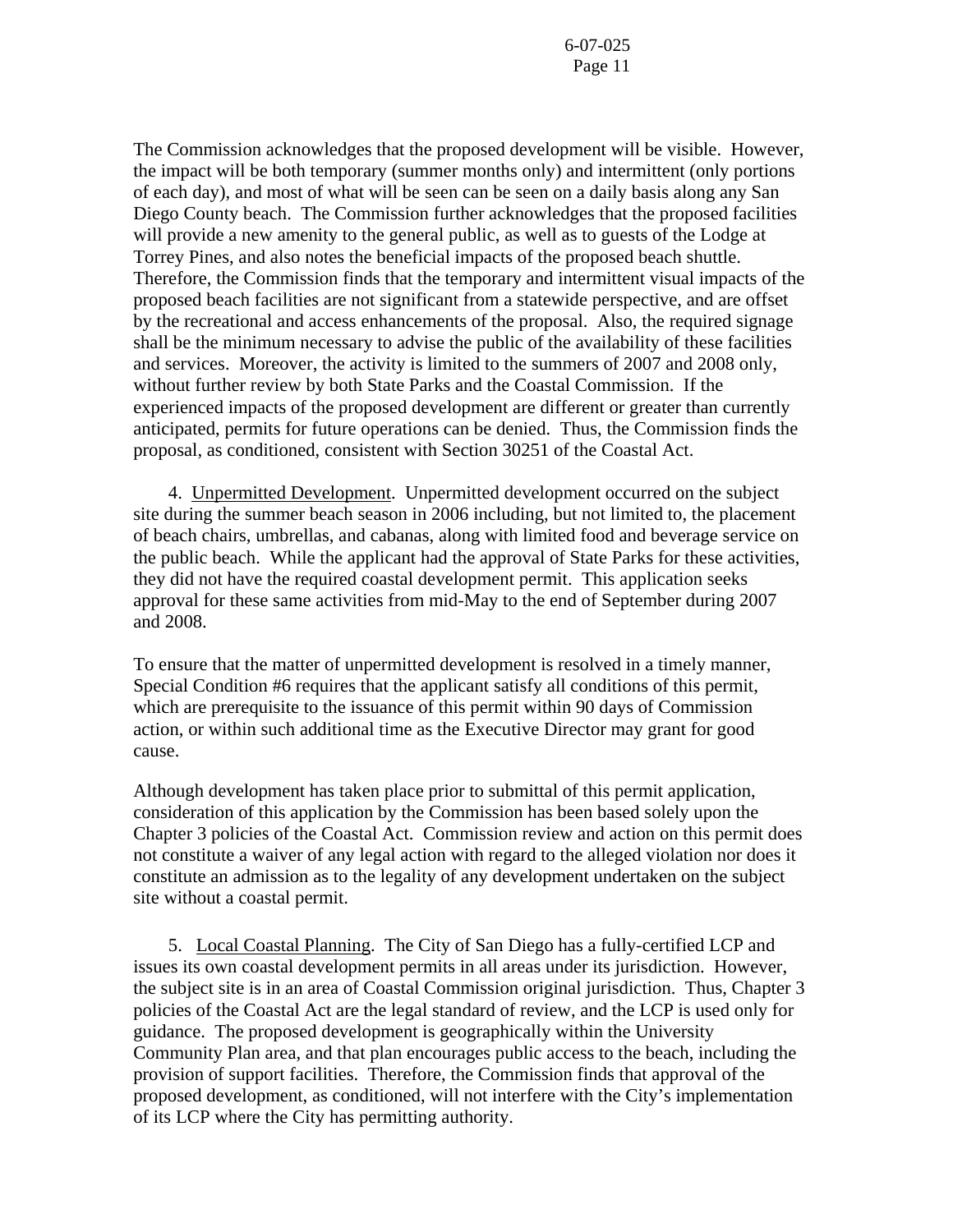The Commission acknowledges that the proposed development will be visible. However, the impact will be both temporary (summer months only) and intermittent (only portions of each day), and most of what will be seen can be seen on a daily basis along any San Diego County beach. The Commission further acknowledges that the proposed facilities will provide a new amenity to the general public, as well as to guests of the Lodge at Torrey Pines, and also notes the beneficial impacts of the proposed beach shuttle. Therefore, the Commission finds that the temporary and intermittent visual impacts of the proposed beach facilities are not significant from a statewide perspective, and are offset by the recreational and access enhancements of the proposal. Also, the required signage shall be the minimum necessary to advise the public of the availability of these facilities and services. Moreover, the activity is limited to the summers of 2007 and 2008 only, without further review by both State Parks and the Coastal Commission. If the experienced impacts of the proposed development are different or greater than currently anticipated, permits for future operations can be denied. Thus, the Commission finds the proposal, as conditioned, consistent with Section 30251 of the Coastal Act.

4. Unpermitted Development. Unpermitted development occurred on the subject site during the summer beach season in 2006 including, but not limited to, the placement of beach chairs, umbrellas, and cabanas, along with limited food and beverage service on the public beach. While the applicant had the approval of State Parks for these activities, they did not have the required coastal development permit. This application seeks approval for these same activities from mid-May to the end of September during 2007 and 2008.

To ensure that the matter of unpermitted development is resolved in a timely manner, Special Condition #6 requires that the applicant satisfy all conditions of this permit, which are prerequisite to the issuance of this permit within 90 days of Commission action, or within such additional time as the Executive Director may grant for good cause.

Although development has taken place prior to submittal of this permit application, consideration of this application by the Commission has been based solely upon the Chapter 3 policies of the Coastal Act. Commission review and action on this permit does not constitute a waiver of any legal action with regard to the alleged violation nor does it constitute an admission as to the legality of any development undertaken on the subject site without a coastal permit.

5. Local Coastal Planning. The City of San Diego has a fully-certified LCP and issues its own coastal development permits in all areas under its jurisdiction. However, the subject site is in an area of Coastal Commission original jurisdiction. Thus, Chapter 3 policies of the Coastal Act are the legal standard of review, and the LCP is used only for guidance. The proposed development is geographically within the University Community Plan area, and that plan encourages public access to the beach, including the provision of support facilities. Therefore, the Commission finds that approval of the proposed development, as conditioned, will not interfere with the City's implementation of its LCP where the City has permitting authority.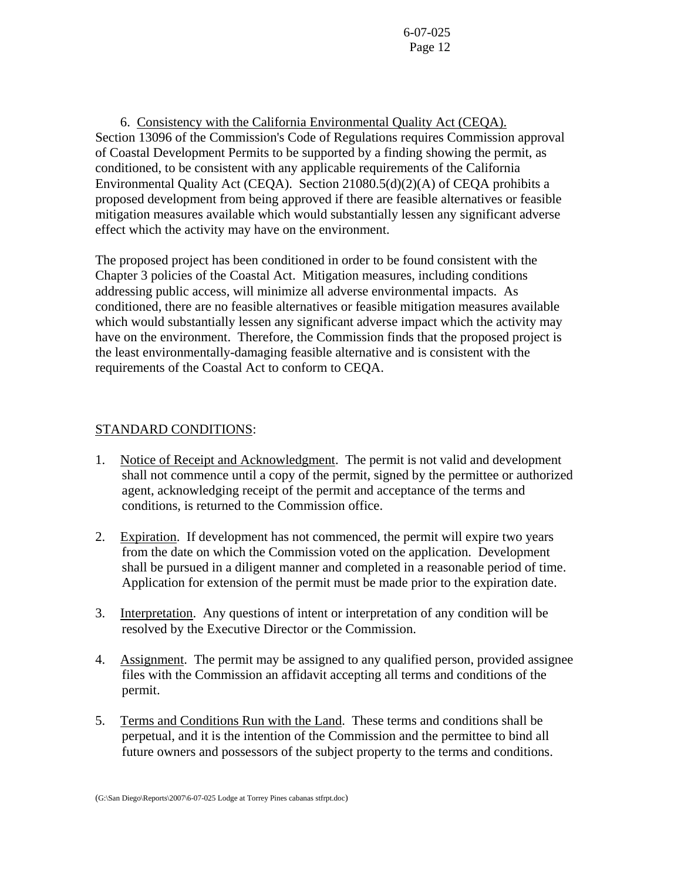6. Consistency with the California Environmental Quality Act (CEQA). Section 13096 of the Commission's Code of Regulations requires Commission approval of Coastal Development Permits to be supported by a finding showing the permit, as conditioned, to be consistent with any applicable requirements of the California Environmental Quality Act (CEQA). Section 21080.5(d)(2)(A) of CEQA prohibits a proposed development from being approved if there are feasible alternatives or feasible mitigation measures available which would substantially lessen any significant adverse effect which the activity may have on the environment.

The proposed project has been conditioned in order to be found consistent with the Chapter 3 policies of the Coastal Act. Mitigation measures, including conditions addressing public access, will minimize all adverse environmental impacts. As conditioned, there are no feasible alternatives or feasible mitigation measures available which would substantially lessen any significant adverse impact which the activity may have on the environment. Therefore, the Commission finds that the proposed project is the least environmentally-damaging feasible alternative and is consistent with the requirements of the Coastal Act to conform to CEQA.

STANDARD CONDITIONS:

1. Notice of Receipt and Acknowledgment. The permit is not valid and development shall not commence until a copy of the permit, signed by the permittee or authorized agent, acknowledging receipt of the permit and acceptance of the terms and conditions, is returned to the Commission office.

2. Expiration. If development has not commenced, the permit will expire two years from the date on which the Commission voted on the application. Development shall be pursued in a diligent manner and completed in a reasonable period of time. Application for extension of the permit must be made prior to the expiration date.

3. Interpretation. Any questions of intent or interpretation of any condition will be resolved by the Executive Director or the Commission.

4. Assignment. The permit may be assigned to any qualified person, provided assignee files with the Commission an affidavit accepting all terms and conditions of the permit.

5. Terms and Conditions Run with the Land. These terms and conditions shall be perpetual, and it is the intention of the Commission and the permittee to bind all future owners and possessors of the subject property to the terms and conditions.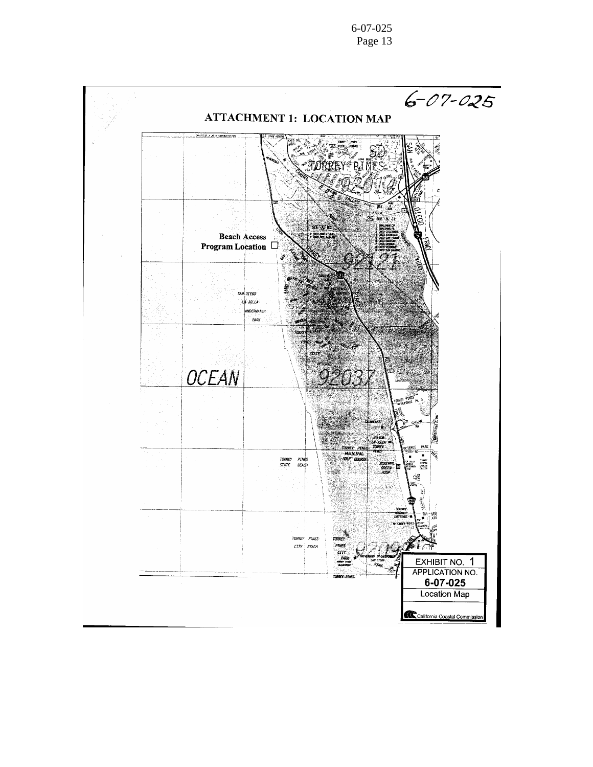6-07-025

**ATTACHMENT 1: LOCATION MAP**

Beach Access Program Location

OCEAN

EXHIBIT NO. 1
APPLICATION NO.
**6-07-025**
Location Map

California Coastal Commission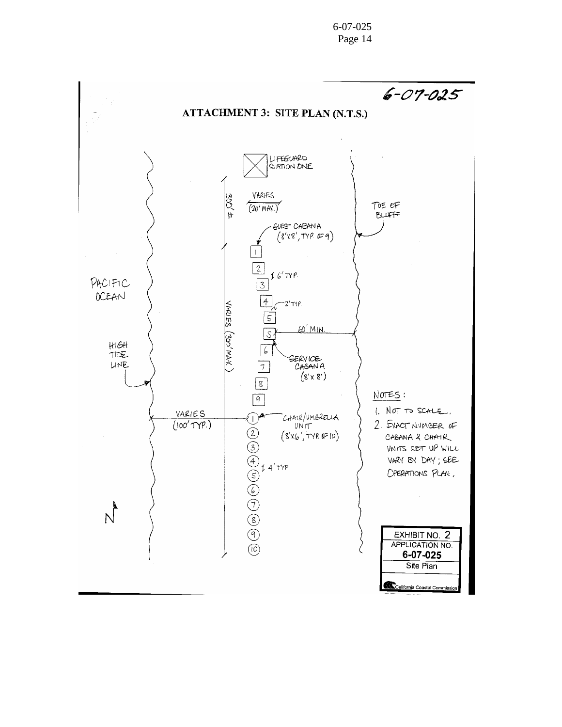6-07-025

## ATTACHMENT 3: SITE PLAN (N.T.S.)

LIFEGUARD STATION ONE

VARIES (20' MAX.)

300' ±

GUEST CABANA (8'x8', TYP. OF 9)

TOE OF BLUFF

1

2 ± 6' TYP.

3

PACIFIC OCEAN

4 2' TYP.

5

VARIES (300' MAX.)

S 60' MIN.

HIGH TIDE LINE

6

SERVICE CABANA (8' x 8')

7

8

NOTES:

9

1. NOT TO SCALE.

VARIES (100' TYP.)

1 CHAIR/UMBRELLA UNIT (8'x6', TYP. OF 10)

2. EXACT NUMBER OF CABANA & CHAIR UNITS SET UP WILL VARY BY DAY; SEE OPERATIONS PLAN.

2

3

4 ± 4' TYP.

5

6

7

N

8

9

10

| EXHIBIT NO. 2 |
|---|
| APPLICATION NO. |
| **6-07-025** |
| Site Plan |
| California Coastal Commission |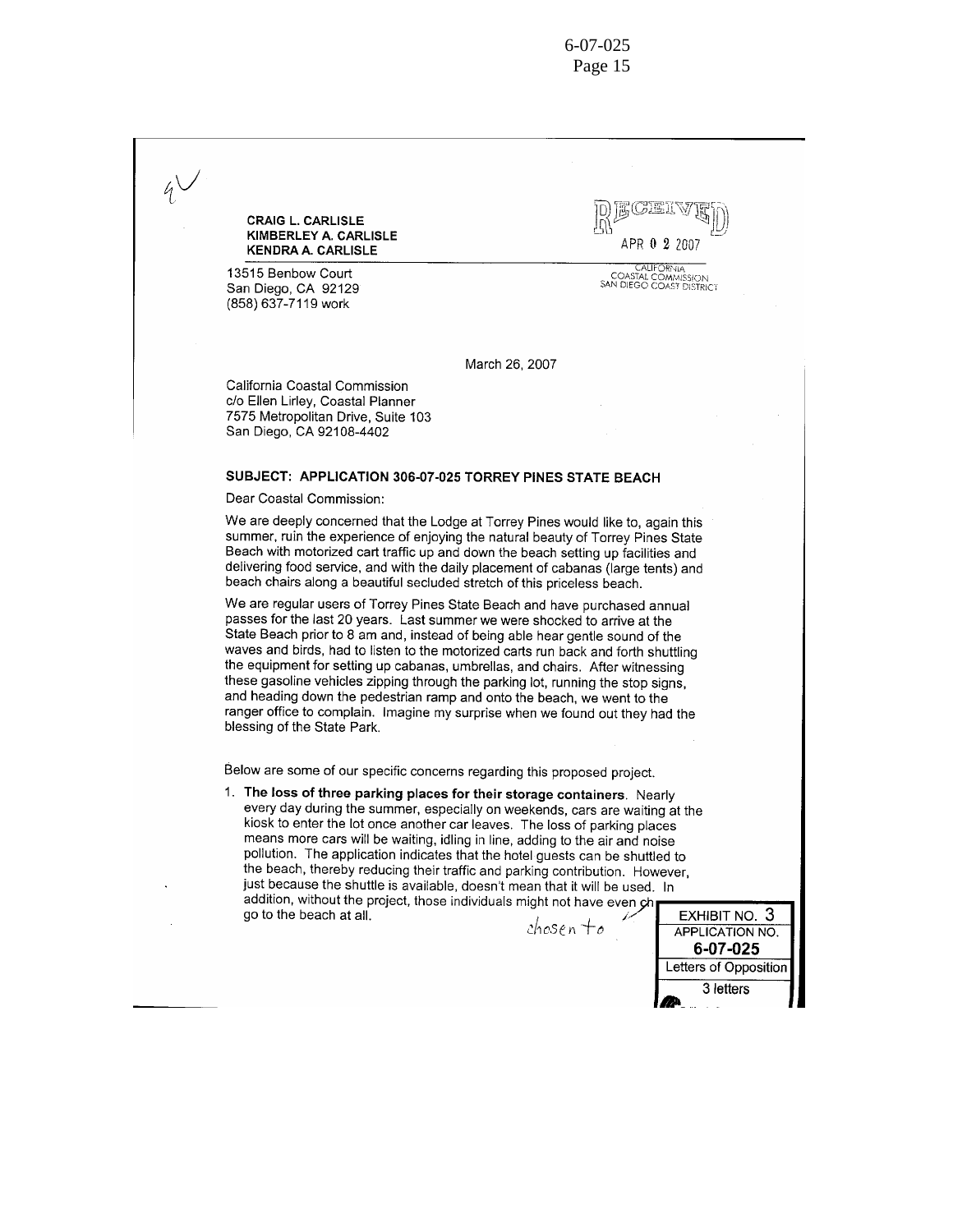CRAIG L. CARLISLE
KIMBERLEY A. CARLISLE
KENDRA A. CARLISLE

13515 Benbow Court
San Diego, CA 92129
(858) 637-7119 work

RECEIVED
APR 0 2 2007
CALIFORNIA
COASTAL COMMISSION
SAN DIEGO COAST DISTRICT

March 26, 2007

California Coastal Commission
c/o Ellen Lirley, Coastal Planner
7575 Metropolitan Drive, Suite 103
San Diego, CA 92108-4402

**SUBJECT: APPLICATION 306-07-025 TORREY PINES STATE BEACH**

Dear Coastal Commission:

We are deeply concerned that the Lodge at Torrey Pines would like to, again this summer, ruin the experience of enjoying the natural beauty of Torrey Pines State Beach with motorized cart traffic up and down the beach setting up facilities and delivering food service, and with the daily placement of cabanas (large tents) and beach chairs along a beautiful secluded stretch of this priceless beach.

We are regular users of Torrey Pines State Beach and have purchased annual passes for the last 20 years. Last summer we were shocked to arrive at the State Beach prior to 8 am and, instead of being able hear gentle sound of the waves and birds, had to listen to the motorized carts run back and forth shuttling the equipment for setting up cabanas, umbrellas, and chairs. After witnessing these gasoline vehicles zipping through the parking lot, running the stop signs, and heading down the pedestrian ramp and onto the beach, we went to the ranger office to complain. Imagine my surprise when we found out they had the blessing of the State Park.

Below are some of our specific concerns regarding this proposed project.

1. **The loss of three parking places for their storage containers**. Nearly every day during the summer, especially on weekends, cars are waiting at the kiosk to enter the lot once another car leaves. The loss of parking places means more cars will be waiting, idling in line, adding to the air and noise pollution. The application indicates that the hotel guests can be shuttled to the beach, thereby reducing their traffic and parking contribution. However, just because the shuttle is available, doesn't mean that it will be used. In addition, without the project, those individuals might not have even ~~ch~~ chosen to go to the beach at all.

EXHIBIT NO. 3
APPLICATION NO.
6-07-025
Letters of Opposition
3 letters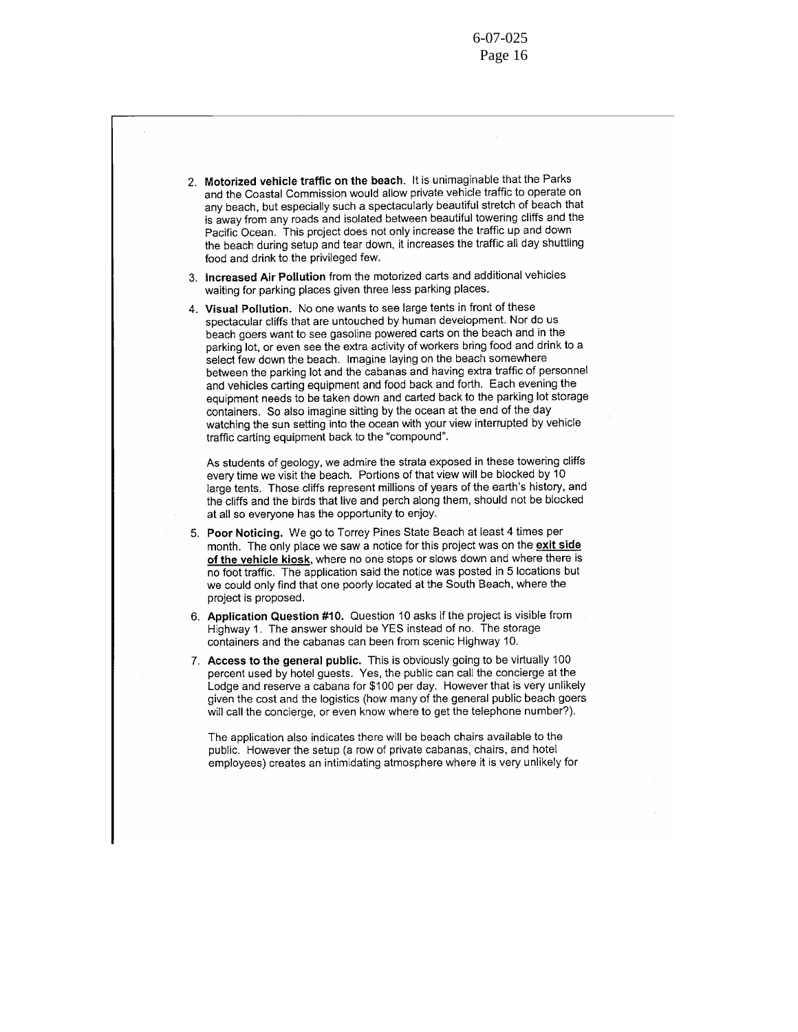2. **Motorized vehicle traffic on the beach.** It is unimaginable that the Parks and the Coastal Commission would allow private vehicle traffic to operate on any beach, but especially such a spectacularly beautiful stretch of beach that is away from any roads and isolated between beautiful towering cliffs and the Pacific Ocean. This project does not only increase the traffic up and down the beach during setup and tear down, it increases the traffic all day shuttling food and drink to the privileged few.

3. **Increased Air Pollution** from the motorized carts and additional vehicles waiting for parking places given three less parking places.

4. **Visual Pollution.** No one wants to see large tents in front of these spectacular cliffs that are untouched by human development. Nor do us beach goers want to see gasoline powered carts on the beach and in the parking lot, or even see the extra activity of workers bring food and drink to a select few down the beach. Imagine laying on the beach somewhere between the parking lot and the cabanas and having extra traffic of personnel and vehicles carting equipment and food back and forth. Each evening the equipment needs to be taken down and carted back to the parking lot storage containers. So also imagine sitting by the ocean at the end of the day watching the sun setting into the ocean with your view interrupted by vehicle traffic carting equipment back to the "compound".

   As students of geology, we admire the strata exposed in these towering cliffs every time we visit the beach. Portions of that view will be blocked by 10 large tents. Those cliffs represent millions of years of the earth's history, and the cliffs and the birds that live and perch along them, should not be blocked at all so everyone has the opportunity to enjoy.

5. **Poor Noticing.** We go to Torrey Pines State Beach at least 4 times per month. The only place we saw a notice for this project was on the **exit side of the vehicle kiosk**, where no one stops or slows down and where there is no foot traffic. The application said the notice was posted in 5 locations but we could only find that one poorly located at the South Beach, where the project is proposed.

6. **Application Question #10.** Question 10 asks if the project is visible from Highway 1. The answer should be YES instead of no. The storage containers and the cabanas can been from scenic Highway 10.

7. **Access to the general public.** This is obviously going to be virtually 100 percent used by hotel guests. Yes, the public can call the concierge at the Lodge and reserve a cabana for $100 per day. However that is very unlikely given the cost and the logistics (how many of the general public beach goers will call the concierge, or even know where to get the telephone number?).

   The application also indicates there will be beach chairs available to the public. However the setup (a row of private cabanas, chairs, and hotel employees) creates an intimidating atmosphere where it is very unlikely for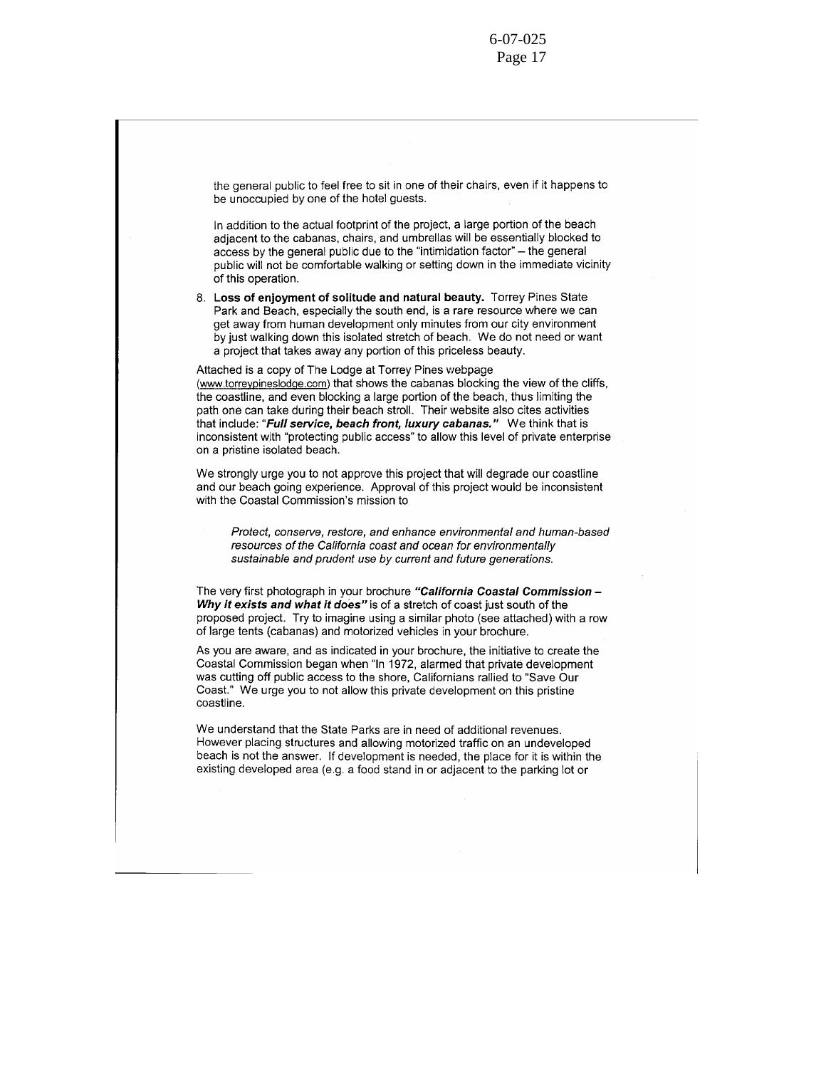the general public to feel free to sit in one of their chairs, even if it happens to be unoccupied by one of the hotel guests.

In addition to the actual footprint of the project, a large portion of the beach adjacent to the cabanas, chairs, and umbrellas will be essentially blocked to access by the general public due to the "intimidation factor" – the general public will not be comfortable walking or setting down in the immediate vicinity of this operation.

8. **Loss of enjoyment of solitude and natural beauty.** Torrey Pines State Park and Beach, especially the south end, is a rare resource where we can get away from human development only minutes from our city environment by just walking down this isolated stretch of beach. We do not need or want a project that takes away any portion of this priceless beauty.

Attached is a copy of The Lodge at Torrey Pines webpage (www.torreypineslodge.com) that shows the cabanas blocking the view of the cliffs, the coastline, and even blocking a large portion of the beach, thus limiting the path one can take during their beach stroll. Their website also cites activities that include: ***"Full service, beach front, luxury cabanas."*** We think that is inconsistent with "protecting public access" to allow this level of private enterprise on a pristine isolated beach.

We strongly urge you to not approve this project that will degrade our coastline and our beach going experience. Approval of this project would be inconsistent with the Coastal Commission's mission to

> *Protect, conserve, restore, and enhance environmental and human-based resources of the California coast and ocean for environmentally sustainable and prudent use by current and future generations.*

The very first photograph in your brochure ***"California Coastal Commission – Why it exists and what it does"*** is of a stretch of coast just south of the proposed project. Try to imagine using a similar photo (see attached) with a row of large tents (cabanas) and motorized vehicles in your brochure.

As you are aware, and as indicated in your brochure, the initiative to create the Coastal Commission began when "In 1972, alarmed that private development was cutting off public access to the shore, Californians rallied to "Save Our Coast." We urge you to not allow this private development on this pristine coastline.

We understand that the State Parks are in need of additional revenues. However placing structures and allowing motorized traffic on an undeveloped beach is not the answer. If development is needed, the place for it is within the existing developed area (e.g. a food stand in or adjacent to the parking lot or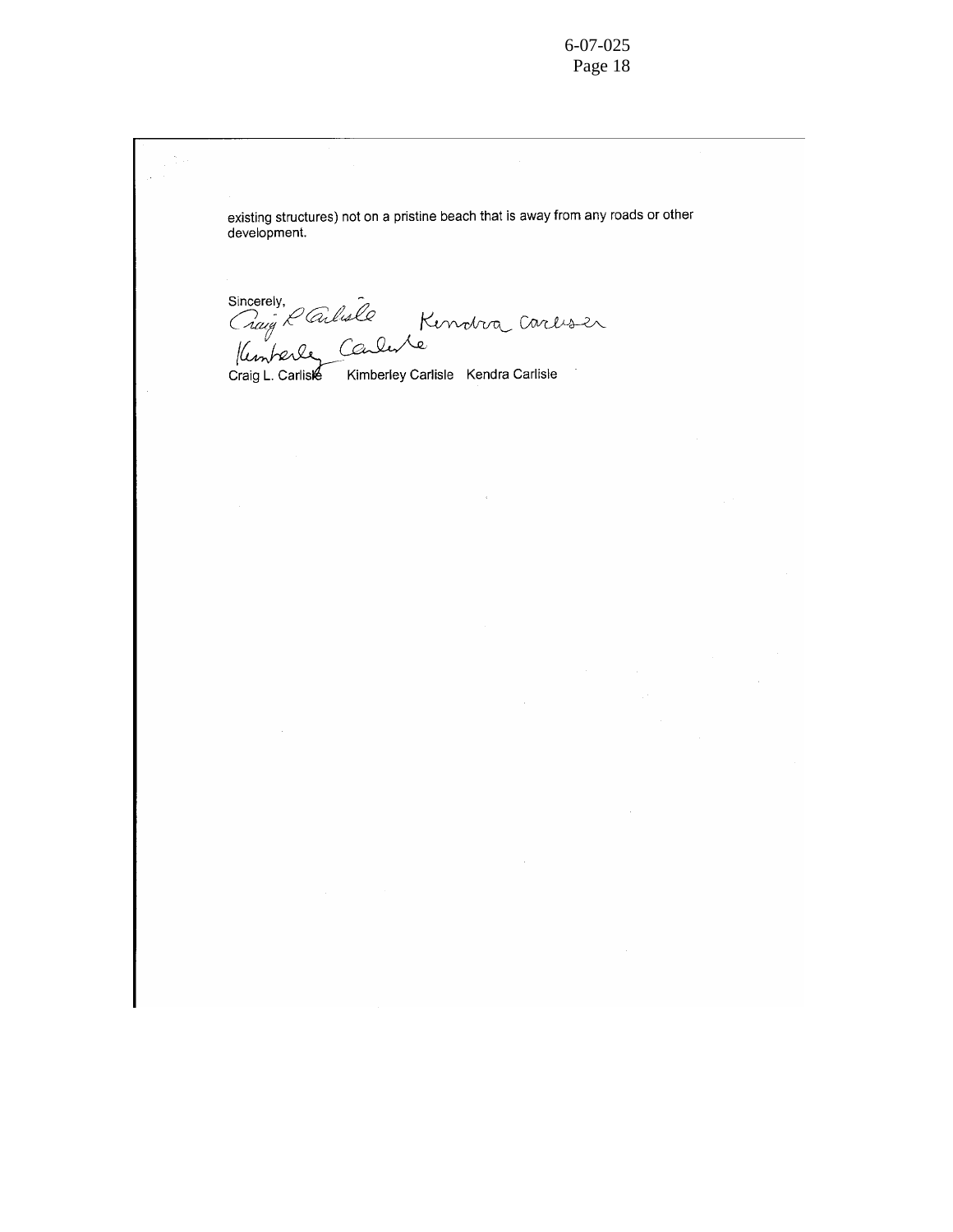existing structures) not on a pristine beach that is away from any roads or other development.

Sincerely,

Craig L. Carlisle    Kimberley Carlisle    Kendra Carlisle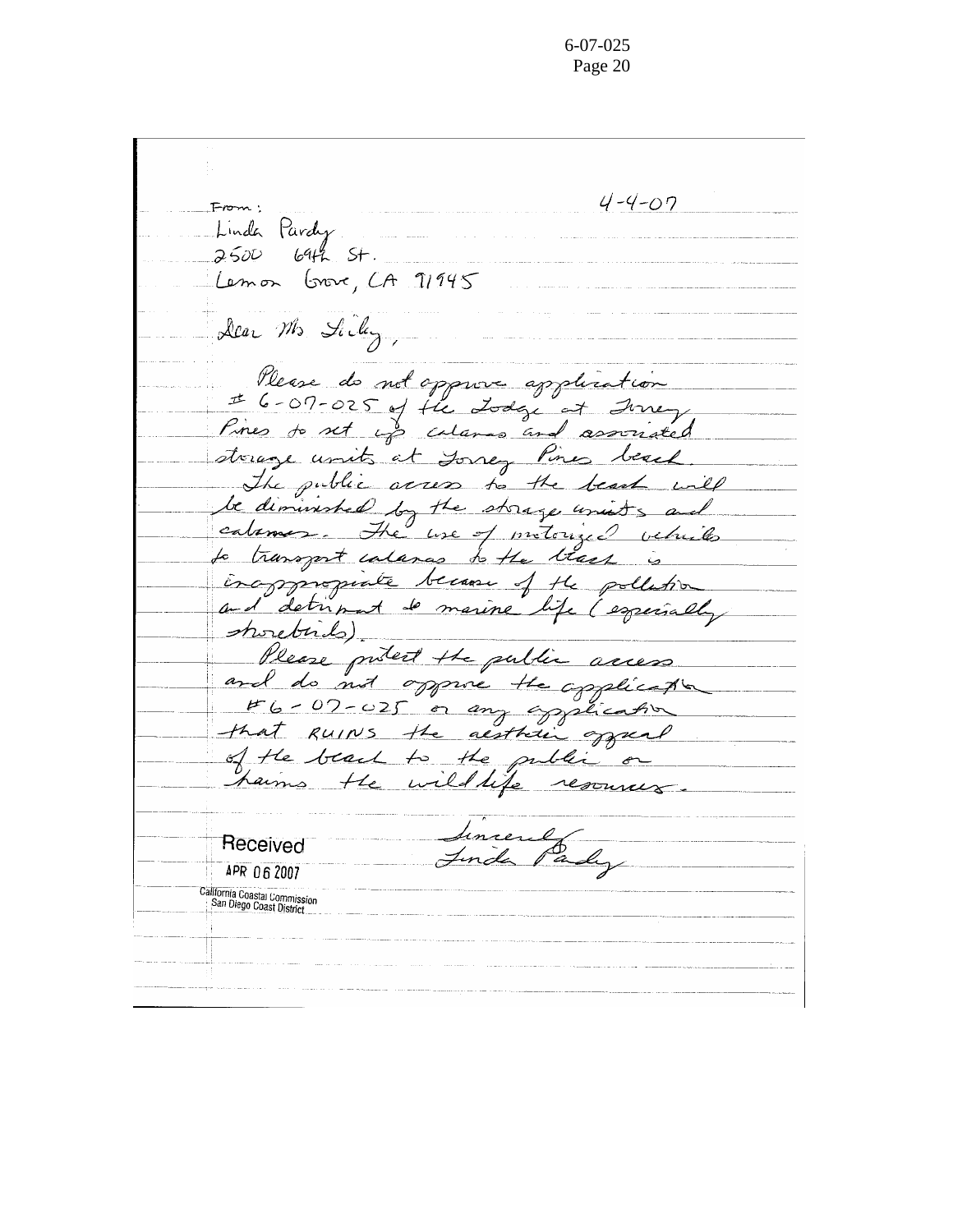From:
Linda Pardy
2500 69th St.
Lemon Grove, CA 91945

4-4-07

Dear Ms Sibley,

Please do not approve application # 6-07-025 of the Lodge at Torrey Pines to set up cabanas and associated storage units at Torrey Pines beach.

The public access to the beach will be diminished by the storage units and cabanas. The use of motorized vehicles to transport cabanas to the beach is inappropriate because of the pollution and detriment to marine life (especially shorebirds).

Please protect the public access and do not approve the application #6-07-025 or any application that RUINS the aesthetic appeal of the beach to the public or harms the wildlife resources.

Sincerely,
Linda Pardy

Received
APR 06 2007
California Coastal Commission
San Diego Coast District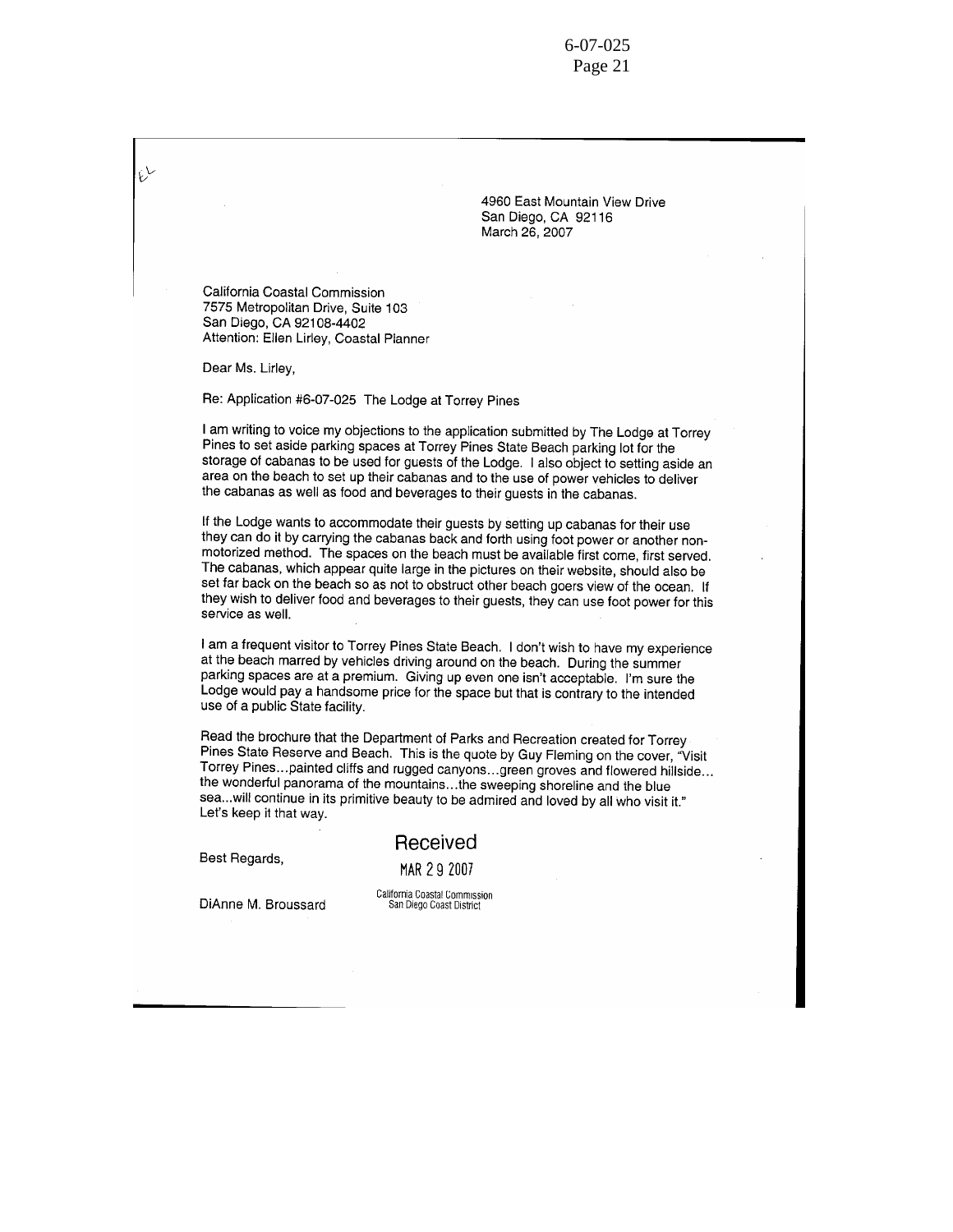4960 East Mountain View Drive
San Diego, CA 92116
March 26, 2007

California Coastal Commission
7575 Metropolitan Drive, Suite 103
San Diego, CA 92108-4402
Attention: Ellen Lirley, Coastal Planner

Dear Ms. Lirley,

Re: Application #6-07-025 The Lodge at Torrey Pines

I am writing to voice my objections to the application submitted by The Lodge at Torrey Pines to set aside parking spaces at Torrey Pines State Beach parking lot for the storage of cabanas to be used for guests of the Lodge. I also object to setting aside an area on the beach to set up their cabanas and to the use of power vehicles to deliver the cabanas as well as food and beverages to their guests in the cabanas.

If the Lodge wants to accommodate their guests by setting up cabanas for their use they can do it by carrying the cabanas back and forth using foot power or another non-motorized method. The spaces on the beach must be available first come, first served. The cabanas, which appear quite large in the pictures on their website, should also be set far back on the beach so as not to obstruct other beach goers view of the ocean. If they wish to deliver food and beverages to their guests, they can use foot power for this service as well.

I am a frequent visitor to Torrey Pines State Beach. I don't wish to have my experience at the beach marred by vehicles driving around on the beach. During the summer parking spaces are at a premium. Giving up even one isn't acceptable. I'm sure the Lodge would pay a handsome price for the space but that is contrary to the intended use of a public State facility.

Read the brochure that the Department of Parks and Recreation created for Torrey Pines State Reserve and Beach. This is the quote by Guy Fleming on the cover, "Visit Torrey Pines…painted cliffs and rugged canyons…green groves and flowered hillside… the wonderful panorama of the mountains…the sweeping shoreline and the blue sea…will continue in its primitive beauty to be admired and loved by all who visit it." Let's keep it that way.

Best Regards,

DiAnne M. Broussard

Received
MAR 29 2007
California Coastal Commission
San Diego Coast District